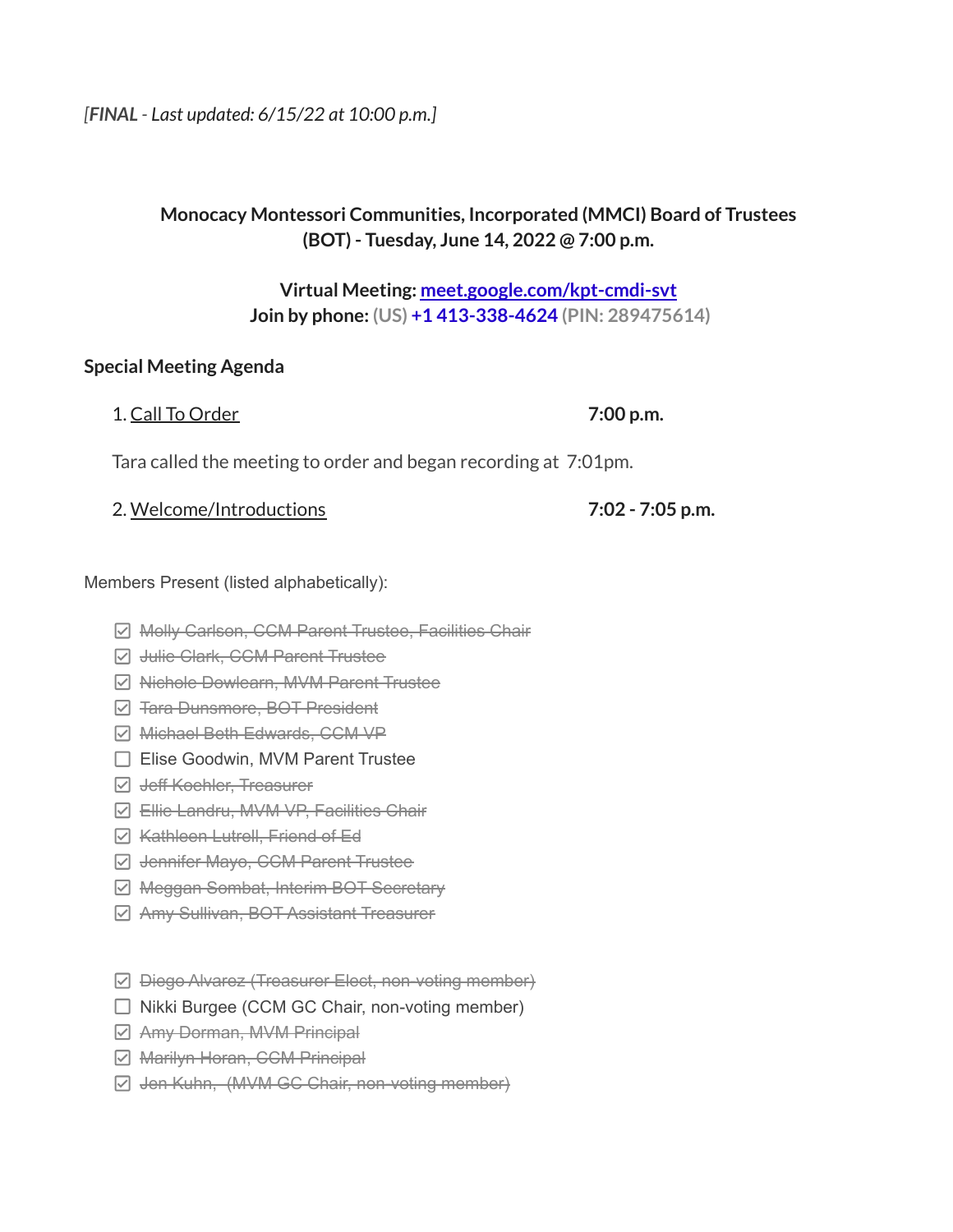*[**FINAL** - Last updated: 6/15/22 at 10:00 p.m.]*

**Monocacy Montessori Communities, Incorporated (MMCI) Board of Trustees (BOT) - Tuesday, June 14, 2022 @ 7:00 p.m.**

**Virtual Meeting: [meet.google.com/kpt-cmdi-svt](https://meet.google.com/kpt-cmdi-svt)**
**Join by phone: (US) +1 413-338-4624 (PIN: 289475614)**

**Special Meeting Agenda**

1. Call To Order **7:00 p.m.**

Tara called the meeting to order and began recording at 7:01pm.

2. Welcome/Introductions **7:02 - 7:05 p.m.**

Members Present (listed alphabetically):

- [x] ~~Molly Carlson, CCM Parent Trustee, Facilities Chair~~
- [x] ~~Julie Clark, CCM Parent Trustee~~
- [x] ~~Nichole Dowlearn, MVM Parent Trustee~~
- [x] ~~Tara Dunsmore, BOT President~~
- [x] ~~Michael Beth Edwards, CCM VP~~
- [ ] Elise Goodwin, MVM Parent Trustee
- [x] ~~Jeff Koehler, Treasurer~~
- [x] ~~Ellie Landru, MVM VP, Facilities Chair~~
- [x] ~~Kathleen Lutrell, Friend of Ed~~
- [x] ~~Jennifer Mayo, CCM Parent Trustee~~
- [x] ~~Meggan Sombat, Interim BOT Secretary~~
- [x] ~~Amy Sullivan, BOT Assistant Treasurer~~

- [x] ~~Diego Alvarez (Treasurer Elect, non-voting member)~~
- [ ] Nikki Burgee (CCM GC Chair, non-voting member)
- [x] ~~Amy Dorman, MVM Principal~~
- [x] ~~Marilyn Horan, CCM Principal~~
- [x] ~~Jen Kuhn, (MVM GC Chair, non-voting member)~~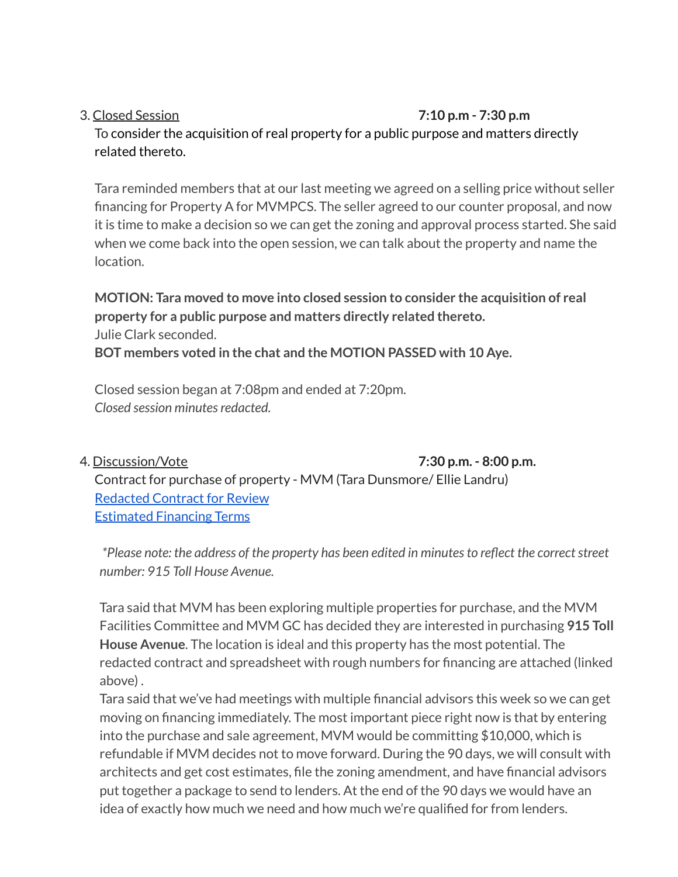3. Closed Session **7:10 p.m - 7:30 p.m**

To consider the acquisition of real property for a public purpose and matters directly related thereto.

Tara reminded members that at our last meeting we agreed on a selling price without seller financing for Property A for MVMPCS. The seller agreed to our counter proposal, and now it is time to make a decision so we can get the zoning and approval process started. She said when we come back into the open session, we can talk about the property and name the location.

**MOTION: Tara moved to move into closed session to consider the acquisition of real property for a public purpose and matters directly related thereto.**
Julie Clark seconded.
**BOT members voted in the chat and the MOTION PASSED with 10 Aye.**

Closed session began at 7:08pm and ended at 7:20pm.
*Closed session minutes redacted.*

4. Discussion/Vote **7:30 p.m. - 8:00 p.m.**

Contract for purchase of property - MVM (Tara Dunsmore/ Ellie Landru)
[Redacted Contract for Review]
[Estimated Financing Terms]

*\*Please note: the address of the property has been edited in minutes to reflect the correct street number: 915 Toll House Avenue.*

Tara said that MVM has been exploring multiple properties for purchase, and the MVM Facilities Committee and MVM GC has decided they are interested in purchasing **915 Toll House Avenue**. The location is ideal and this property has the most potential. The redacted contract and spreadsheet with rough numbers for financing are attached (linked above) .
Tara said that we've had meetings with multiple financial advisors this week so we can get moving on financing immediately. The most important piece right now is that by entering into the purchase and sale agreement, MVM would be committing $10,000, which is refundable if MVM decides not to move forward. During the 90 days, we will consult with architects and get cost estimates, file the zoning amendment, and have financial advisors put together a package to send to lenders. At the end of the 90 days we would have an idea of exactly how much we need and how much we're qualified for from lenders.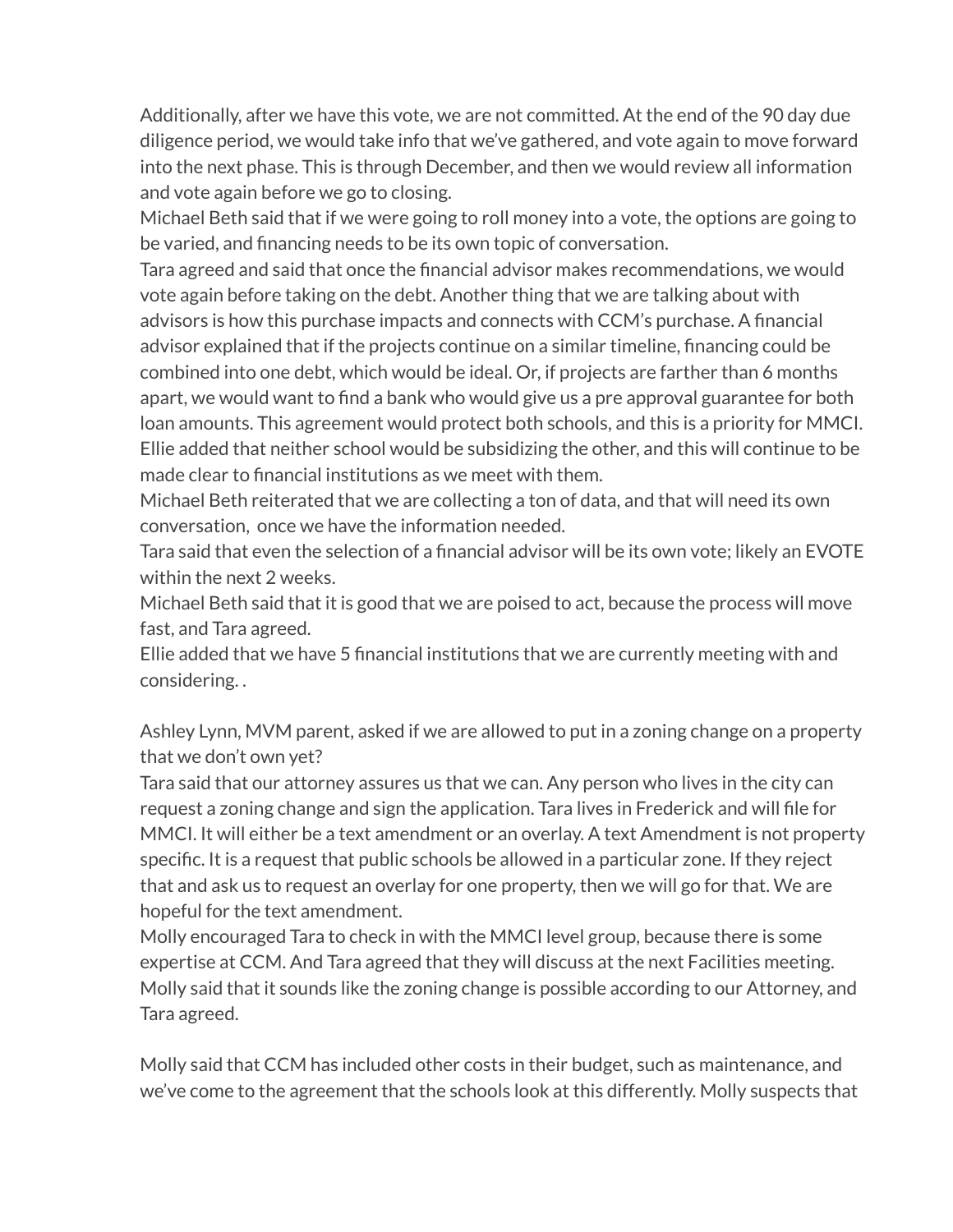Additionally, after we have this vote, we are not committed. At the end of the 90 day due diligence period, we would take info that we've gathered, and vote again to move forward into the next phase. This is through December, and then we would review all information and vote again before we go to closing.

Michael Beth said that if we were going to roll money into a vote, the options are going to be varied, and financing needs to be its own topic of conversation.

Tara agreed and said that once the financial advisor makes recommendations, we would vote again before taking on the debt. Another thing that we are talking about with advisors is how this purchase impacts and connects with CCM's purchase. A financial advisor explained that if the projects continue on a similar timeline, financing could be combined into one debt, which would be ideal. Or, if projects are farther than 6 months apart, we would want to find a bank who would give us a pre approval guarantee for both loan amounts. This agreement would protect both schools, and this is a priority for MMCI.

Ellie added that neither school would be subsidizing the other, and this will continue to be made clear to financial institutions as we meet with them.

Michael Beth reiterated that we are collecting a ton of data, and that will need its own conversation,  once we have the information needed.

Tara said that even the selection of a financial advisor will be its own vote; likely an EVOTE within the next 2 weeks.

Michael Beth said that it is good that we are poised to act, because the process will move fast, and Tara agreed.

Ellie added that we have 5 financial institutions that we are currently meeting with and considering. .

Ashley Lynn, MVM parent, asked if we are allowed to put in a zoning change on a property that we don't own yet?

Tara said that our attorney assures us that we can. Any person who lives in the city can request a zoning change and sign the application. Tara lives in Frederick and will file for MMCI. It will either be a text amendment or an overlay. A text Amendment is not property specific. It is a request that public schools be allowed in a particular zone. If they reject that and ask us to request an overlay for one property, then we will go for that. We are hopeful for the text amendment.

Molly encouraged Tara to check in with the MMCI level group, because there is some expertise at CCM. And Tara agreed that they will discuss at the next Facilities meeting.

Molly said that it sounds like the zoning change is possible according to our Attorney, and Tara agreed.

Molly said that CCM has included other costs in their budget, such as maintenance, and we've come to the agreement that the schools look at this differently. Molly suspects that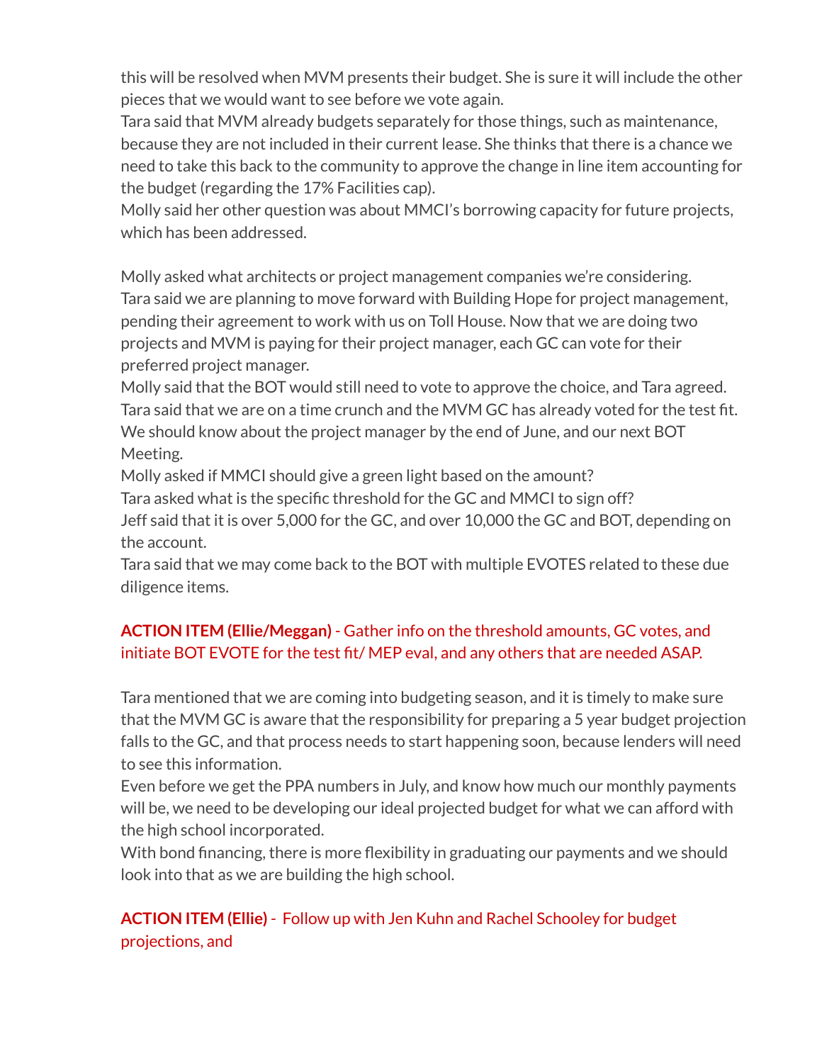this will be resolved when MVM presents their budget. She is sure it will include the other pieces that we would want to see before we vote again.

Tara said that MVM already budgets separately for those things, such as maintenance, because they are not included in their current lease. She thinks that there is a chance we need to take this back to the community to approve the change in line item accounting for the budget (regarding the 17% Facilities cap).

Molly said her other question was about MMCI's borrowing capacity for future projects, which has been addressed.

Molly asked what architects or project management companies we're considering.

Tara said we are planning to move forward with Building Hope for project management, pending their agreement to work with us on Toll House. Now that we are doing two projects and MVM is paying for their project manager, each GC can vote for their preferred project manager.

Molly said that the BOT would still need to vote to approve the choice, and Tara agreed.

Tara said that we are on a time crunch and the MVM GC has already voted for the test fit. We should know about the project manager by the end of June, and our next BOT Meeting.

Molly asked if MMCI should give a green light based on the amount?

Tara asked what is the specific threshold for the GC and MMCI to sign off?

Jeff said that it is over 5,000 for the GC, and over 10,000 the GC and BOT, depending on the account.

Tara said that we may come back to the BOT with multiple EVOTES related to these due diligence items.

**ACTION ITEM (Ellie/Meggan)** - Gather info on the threshold amounts, GC votes, and initiate BOT EVOTE for the test fit/ MEP eval, and any others that are needed ASAP.

Tara mentioned that we are coming into budgeting season, and it is timely to make sure that the MVM GC is aware that the responsibility for preparing a 5 year budget projection falls to the GC, and that process needs to start happening soon, because lenders will need to see this information.

Even before we get the PPA numbers in July, and know how much our monthly payments will be, we need to be developing our ideal projected budget for what we can afford with the high school incorporated.

With bond financing, there is more flexibility in graduating our payments and we should look into that as we are building the high school.

**ACTION ITEM (Ellie)** - Follow up with Jen Kuhn and Rachel Schooley for budget projections, and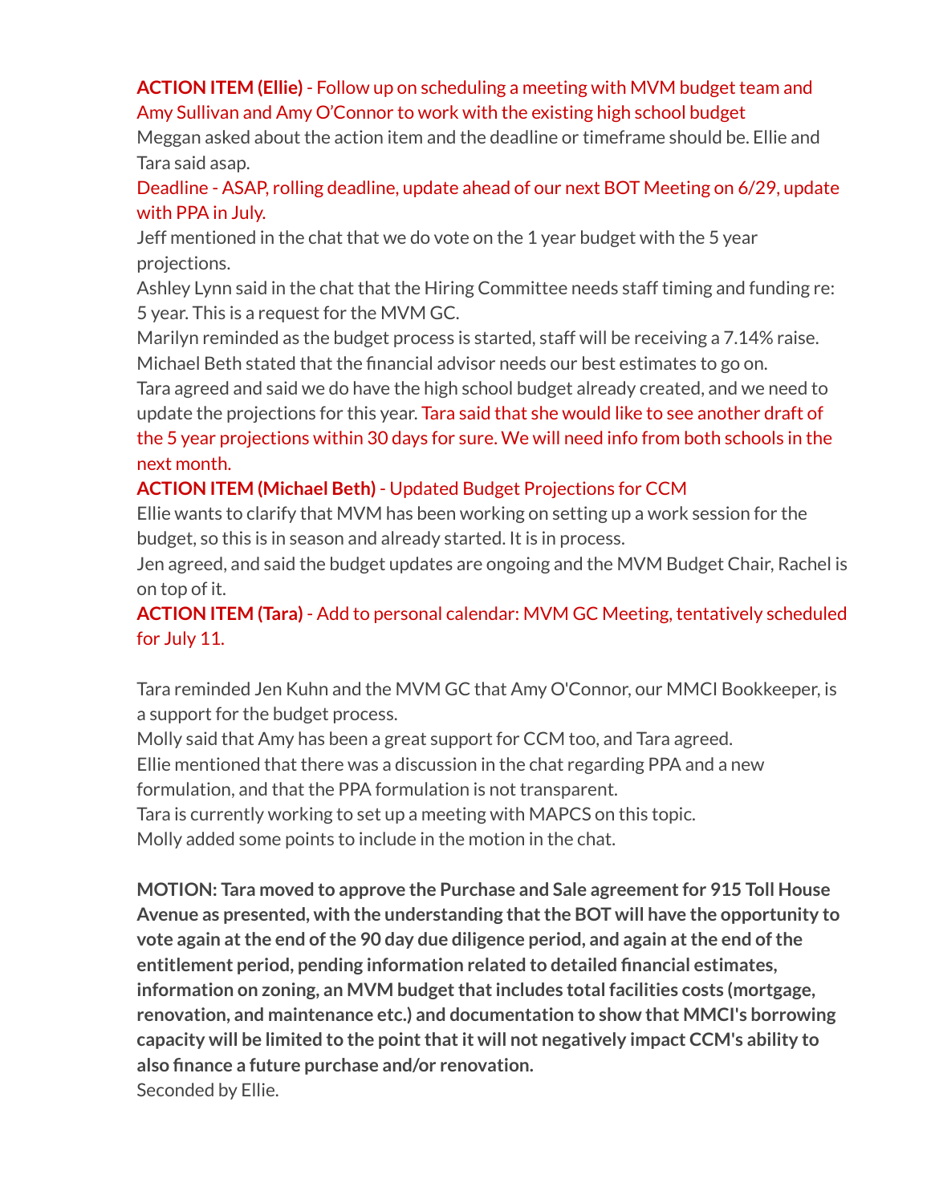**ACTION ITEM (Ellie)** - Follow up on scheduling a meeting with MVM budget team and Amy Sullivan and Amy O'Connor to work with the existing high school budget

Meggan asked about the action item and the deadline or timeframe should be. Ellie and Tara said asap.

Deadline - ASAP, rolling deadline, update ahead of our next BOT Meeting on 6/29, update with PPA in July.

Jeff mentioned in the chat that we do vote on the 1 year budget with the 5 year projections.

Ashley Lynn said in the chat that the Hiring Committee needs staff timing and funding re: 5 year. This is a request for the MVM GC.

Marilyn reminded as the budget process is started, staff will be receiving a 7.14% raise.

Michael Beth stated that the financial advisor needs our best estimates to go on.

Tara agreed and said we do have the high school budget already created, and we need to update the projections for this year. Tara said that she would like to see another draft of the 5 year projections within 30 days for sure. We will need info from both schools in the next month.

**ACTION ITEM (Michael Beth)** - Updated Budget Projections for CCM

Ellie wants to clarify that MVM has been working on setting up a work session for the budget, so this is in season and already started. It is in process.

Jen agreed, and said the budget updates are ongoing and the MVM Budget Chair, Rachel is on top of it.

**ACTION ITEM (Tara)** - Add to personal calendar: MVM GC Meeting, tentatively scheduled for July 11.

Tara reminded Jen Kuhn and the MVM GC that Amy O'Connor, our MMCI Bookkeeper, is a support for the budget process.

Molly said that Amy has been a great support for CCM too, and Tara agreed.

Ellie mentioned that there was a discussion in the chat regarding PPA and a new formulation, and that the PPA formulation is not transparent.

Tara is currently working to set up a meeting with MAPCS on this topic.

Molly added some points to include in the motion in the chat.

**MOTION: Tara moved to approve the Purchase and Sale agreement for 915 Toll House Avenue as presented, with the understanding that the BOT will have the opportunity to vote again at the end of the 90 day due diligence period, and again at the end of the entitlement period, pending information related to detailed financial estimates, information on zoning, an MVM budget that includes total facilities costs (mortgage, renovation, and maintenance etc.) and documentation to show that MMCI's borrowing capacity will be limited to the point that it will not negatively impact CCM's ability to also finance a future purchase and/or renovation.**

Seconded by Ellie.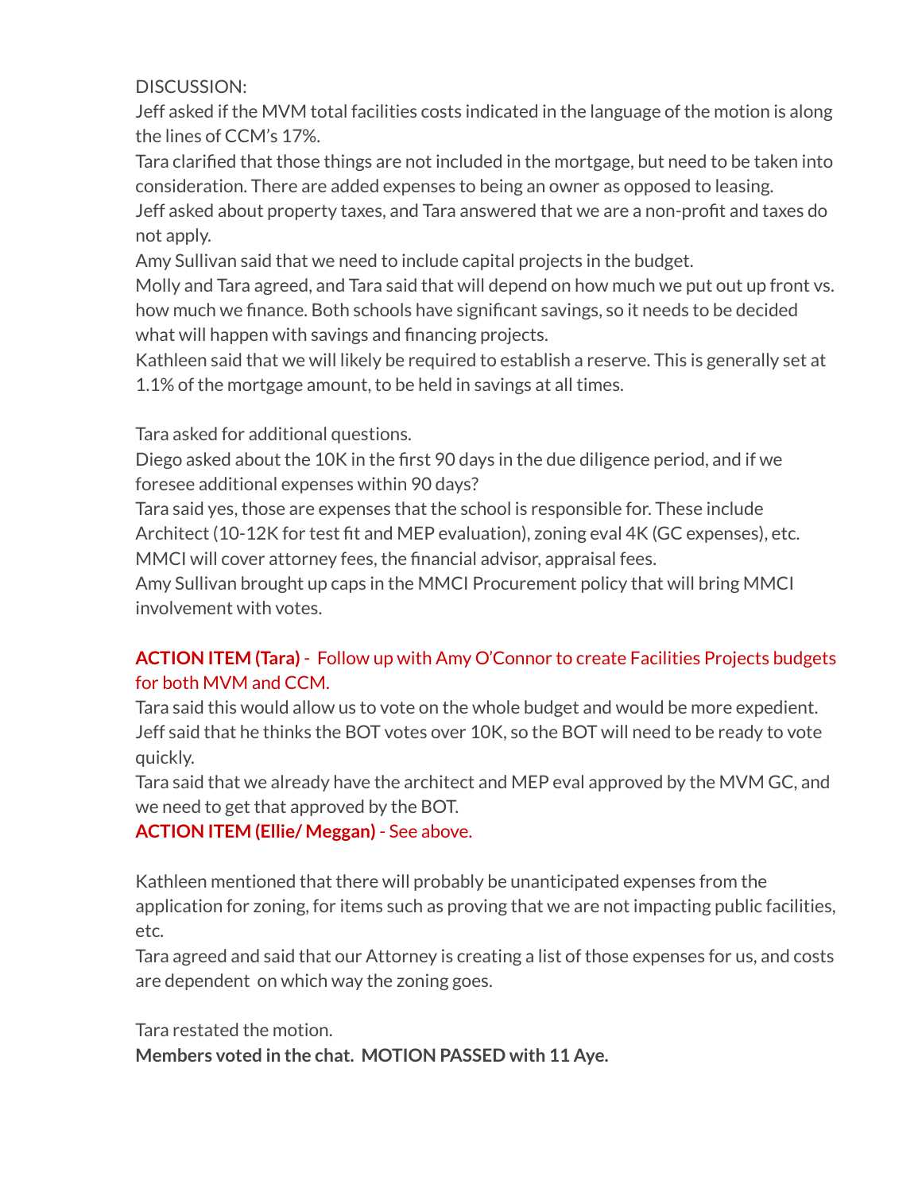DISCUSSION:

Jeff asked if the MVM total facilities costs indicated in the language of the motion is along the lines of CCM's 17%.

Tara clarified that those things are not included in the mortgage, but need to be taken into consideration. There are added expenses to being an owner as opposed to leasing.

Jeff asked about property taxes, and Tara answered that we are a non-profit and taxes do not apply.

Amy Sullivan said that we need to include capital projects in the budget.

Molly and Tara agreed, and Tara said that will depend on how much we put out up front vs. how much we finance. Both schools have significant savings, so it needs to be decided what will happen with savings and financing projects.

Kathleen said that we will likely be required to establish a reserve. This is generally set at 1.1% of the mortgage amount, to be held in savings at all times.

Tara asked for additional questions.

Diego asked about the 10K in the first 90 days in the due diligence period, and if we foresee additional expenses within 90 days?

Tara said yes, those are expenses that the school is responsible for. These include Architect (10-12K for test fit and MEP evaluation), zoning eval 4K (GC expenses), etc. MMCI will cover attorney fees, the financial advisor, appraisal fees.

Amy Sullivan brought up caps in the MMCI Procurement policy that will bring MMCI involvement with votes.

**ACTION ITEM (Tara)** - Follow up with Amy O'Connor to create Facilities Projects budgets for both MVM and CCM.

Tara said this would allow us to vote on the whole budget and would be more expedient.

Jeff said that he thinks the BOT votes over 10K, so the BOT will need to be ready to vote quickly.

Tara said that we already have the architect and MEP eval approved by the MVM GC, and we need to get that approved by the BOT.

**ACTION ITEM (Ellie/ Meggan)** - See above.

Kathleen mentioned that there will probably be unanticipated expenses from the application for zoning, for items such as proving that we are not impacting public facilities, etc.

Tara agreed and said that our Attorney is creating a list of those expenses for us, and costs are dependent on which way the zoning goes.

Tara restated the motion.

**Members voted in the chat. MOTION PASSED with 11 Aye.**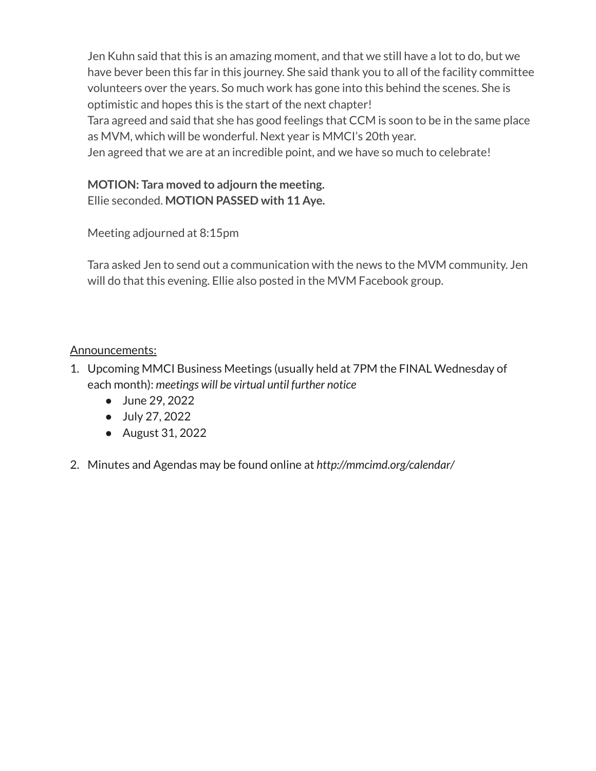Jen Kuhn said that this is an amazing moment, and that we still have a lot to do, but we have bever been this far in this journey. She said thank you to all of the facility committee volunteers over the years. So much work has gone into this behind the scenes. She is optimistic and hopes this is the start of the next chapter!
Tara agreed and said that she has good feelings that CCM is soon to be in the same place as MVM, which will be wonderful. Next year is MMCI's 20th year.
Jen agreed that we are at an incredible point, and we have so much to celebrate!

**MOTION: Tara moved to adjourn the meeting.**
Ellie seconded. **MOTION PASSED with 11 Aye.**

Meeting adjourned at 8:15pm

Tara asked Jen to send out a communication with the news to the MVM community. Jen will do that this evening. Ellie also posted in the MVM Facebook group.

Announcements:

1. Upcoming MMCI Business Meetings (usually held at 7PM the FINAL Wednesday of each month): *meetings will be virtual until further notice*
   - June 29, 2022
   - July 27, 2022
   - August 31, 2022
2. Minutes and Agendas may be found online at *http://mmcimd.org/calendar/*